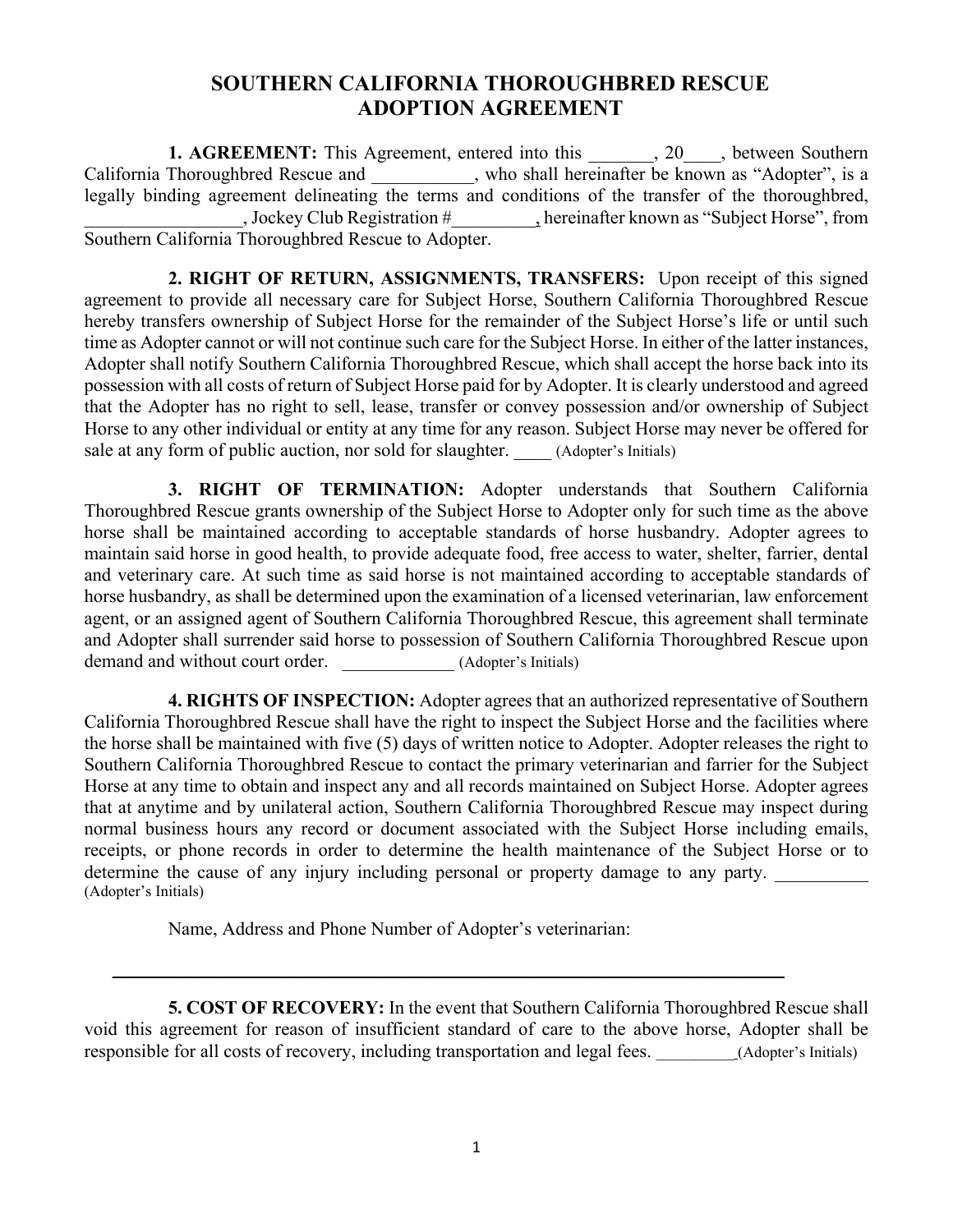# SOUTHERN CALIFORNIA THOROUGHBRED RESCUE ADOPTION AGREEMENT

**1. AGREEMENT:** This Agreement, entered into this _______, 20____, between Southern California Thoroughbred Rescue and ___________, who shall hereinafter be known as "Adopter", is a legally binding agreement delineating the terms and conditions of the transfer of the thoroughbred, _________________, Jockey Club Registration #_________, hereinafter known as "Subject Horse", from Southern California Thoroughbred Rescue to Adopter.

**2. RIGHT OF RETURN, ASSIGNMENTS, TRANSFERS:** Upon receipt of this signed agreement to provide all necessary care for Subject Horse, Southern California Thoroughbred Rescue hereby transfers ownership of Subject Horse for the remainder of the Subject Horse's life or until such time as Adopter cannot or will not continue such care for the Subject Horse. In either of the latter instances, Adopter shall notify Southern California Thoroughbred Rescue, which shall accept the horse back into its possession with all costs of return of Subject Horse paid for by Adopter. It is clearly understood and agreed that the Adopter has no right to sell, lease, transfer or convey possession and/or ownership of Subject Horse to any other individual or entity at any time for any reason. Subject Horse may never be offered for sale at any form of public auction, nor sold for slaughter. ____ (Adopter's Initials)

**3. RIGHT OF TERMINATION:** Adopter understands that Southern California Thoroughbred Rescue grants ownership of the Subject Horse to Adopter only for such time as the above horse shall be maintained according to acceptable standards of horse husbandry. Adopter agrees to maintain said horse in good health, to provide adequate food, free access to water, shelter, farrier, dental and veterinary care. At such time as said horse is not maintained according to acceptable standards of horse husbandry, as shall be determined upon the examination of a licensed veterinarian, law enforcement agent, or an assigned agent of Southern California Thoroughbred Rescue, this agreement shall terminate and Adopter shall surrender said horse to possession of Southern California Thoroughbred Rescue upon demand and without court order. ____________ (Adopter's Initials)

**4. RIGHTS OF INSPECTION:** Adopter agrees that an authorized representative of Southern California Thoroughbred Rescue shall have the right to inspect the Subject Horse and the facilities where the horse shall be maintained with five (5) days of written notice to Adopter. Adopter releases the right to Southern California Thoroughbred Rescue to contact the primary veterinarian and farrier for the Subject Horse at any time to obtain and inspect any and all records maintained on Subject Horse. Adopter agrees that at anytime and by unilateral action, Southern California Thoroughbred Rescue may inspect during normal business hours any record or document associated with the Subject Horse including emails, receipts, or phone records in order to determine the health maintenance of the Subject Horse or to determine the cause of any injury including personal or property damage to any party. __________ (Adopter's Initials)

Name, Address and Phone Number of Adopter's veterinarian:

______________________________________________________________

**5. COST OF RECOVERY:** In the event that Southern California Thoroughbred Rescue shall void this agreement for reason of insufficient standard of care to the above horse, Adopter shall be responsible for all costs of recovery, including transportation and legal fees. _________(Adopter's Initials)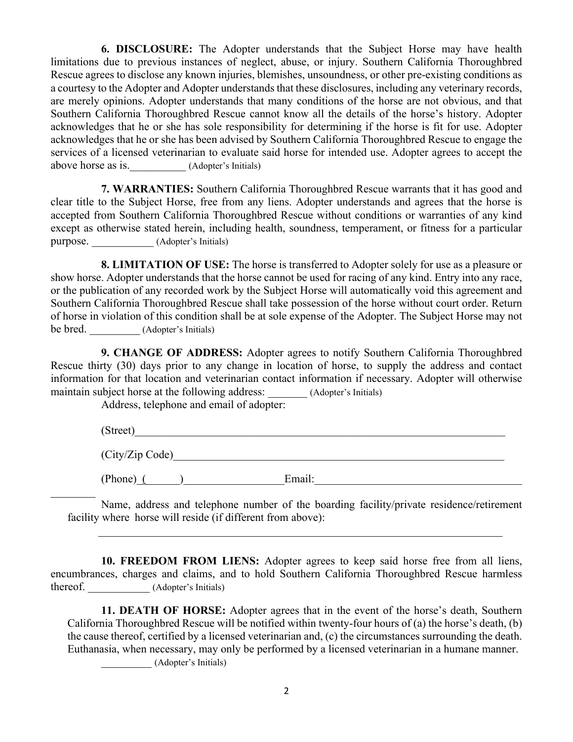**6. DISCLOSURE:** The Adopter understands that the Subject Horse may have health limitations due to previous instances of neglect, abuse, or injury. Southern California Thoroughbred Rescue agrees to disclose any known injuries, blemishes, unsoundness, or other pre-existing conditions as a courtesy to the Adopter and Adopter understands that these disclosures, including any veterinary records, are merely opinions. Adopter understands that many conditions of the horse are not obvious, and that Southern California Thoroughbred Rescue cannot know all the details of the horse's history. Adopter acknowledges that he or she has sole responsibility for determining if the horse is fit for use. Adopter acknowledges that he or she has been advised by Southern California Thoroughbred Rescue to engage the services of a licensed veterinarian to evaluate said horse for intended use. Adopter agrees to accept the above horse as is.__________ (Adopter's Initials)

**7. WARRANTIES:** Southern California Thoroughbred Rescue warrants that it has good and clear title to the Subject Horse, free from any liens. Adopter understands and agrees that the horse is accepted from Southern California Thoroughbred Rescue without conditions or warranties of any kind except as otherwise stated herein, including health, soundness, temperament, or fitness for a particular purpose. ___________ (Adopter's Initials)

**8. LIMITATION OF USE:** The horse is transferred to Adopter solely for use as a pleasure or show horse. Adopter understands that the horse cannot be used for racing of any kind. Entry into any race, or the publication of any recorded work by the Subject Horse will automatically void this agreement and Southern California Thoroughbred Rescue shall take possession of the horse without court order. Return of horse in violation of this condition shall be at sole expense of the Adopter. The Subject Horse may not be bred. _________ (Adopter's Initials)

**9. CHANGE OF ADDRESS:** Adopter agrees to notify Southern California Thoroughbred Rescue thirty (30) days prior to any change in location of horse, to supply the address and contact information for that location and veterinarian contact information if necessary. Adopter will otherwise maintain subject horse at the following address: _______ (Adopter's Initials)

Address, telephone and email of adopter:

(Street)_______________________________________________________________________

(City/Zip Code)_________________________________________________________________

(Phone) (______)__________________Email:_____________________________________

________ Name, address and telephone number of the boarding facility/private residence/retirement facility where horse will reside (if different from above):

_____________________________________________________________________________

**10. FREEDOM FROM LIENS:** Adopter agrees to keep said horse free from all liens, encumbrances, charges and claims, and to hold Southern California Thoroughbred Rescue harmless thereof. ___________ (Adopter's Initials)

**11. DEATH OF HORSE:** Adopter agrees that in the event of the horse's death, Southern California Thoroughbred Rescue will be notified within twenty-four hours of (a) the horse's death, (b) the cause thereof, certified by a licensed veterinarian and, (c) the circumstances surrounding the death. Euthanasia, when necessary, may only be performed by a licensed veterinarian in a humane manner. _________ (Adopter's Initials)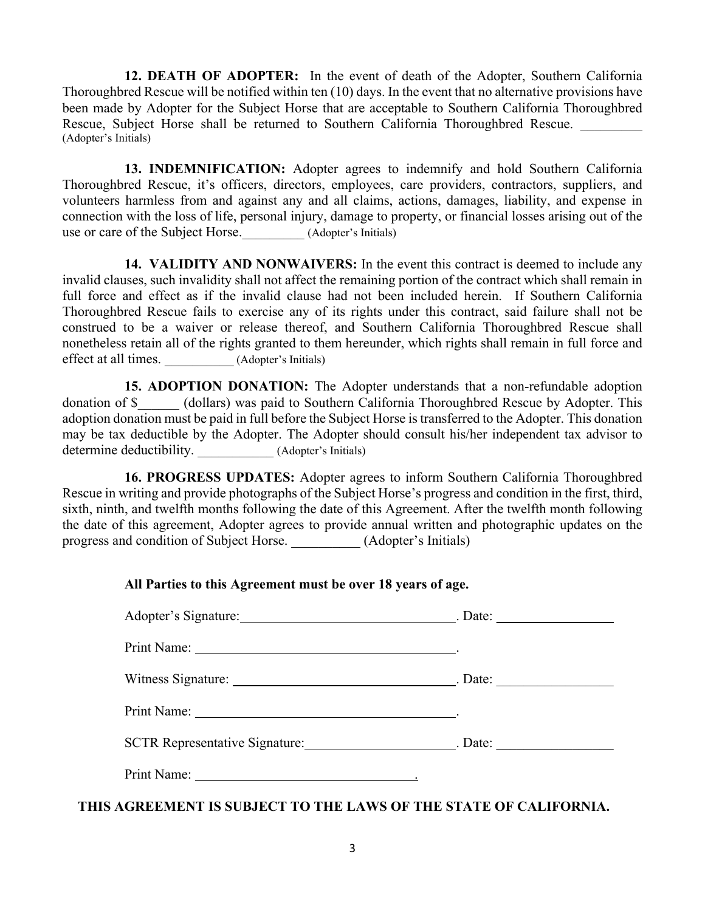**12. DEATH OF ADOPTER:** In the event of death of the Adopter, Southern California Thoroughbred Rescue will be notified within ten (10) days. In the event that no alternative provisions have been made by Adopter for the Subject Horse that are acceptable to Southern California Thoroughbred Rescue, Subject Horse shall be returned to Southern California Thoroughbred Rescue. _________ (Adopter's Initials)

**13. INDEMNIFICATION:** Adopter agrees to indemnify and hold Southern California Thoroughbred Rescue, it's officers, directors, employees, care providers, contractors, suppliers, and volunteers harmless from and against any and all claims, actions, damages, liability, and expense in connection with the loss of life, personal injury, damage to property, or financial losses arising out of the use or care of the Subject Horse._________ (Adopter's Initials)

**14. VALIDITY AND NONWAIVERS:** In the event this contract is deemed to include any invalid clauses, such invalidity shall not affect the remaining portion of the contract which shall remain in full force and effect as if the invalid clause had not been included herein. If Southern California Thoroughbred Rescue fails to exercise any of its rights under this contract, said failure shall not be construed to be a waiver or release thereof, and Southern California Thoroughbred Rescue shall nonetheless retain all of the rights granted to them hereunder, which rights shall remain in full force and effect at all times. __________ (Adopter's Initials)

**15. ADOPTION DONATION:** The Adopter understands that a non-refundable adoption donation of $______ (dollars) was paid to Southern California Thoroughbred Rescue by Adopter. This adoption donation must be paid in full before the Subject Horse is transferred to the Adopter. This donation may be tax deductible by the Adopter. The Adopter should consult his/her independent tax advisor to determine deductibility. ___________ (Adopter's Initials)

**16. PROGRESS UPDATES:** Adopter agrees to inform Southern California Thoroughbred Rescue in writing and provide photographs of the Subject Horse's progress and condition in the first, third, sixth, ninth, and twelfth months following the date of this Agreement. After the twelfth month following the date of this agreement, Adopter agrees to provide annual written and photographic updates on the progress and condition of Subject Horse. __________ (Adopter's Initials)

**All Parties to this Agreement must be over 18 years of age.**

Adopter's Signature:_______________________________. Date: _________________

Print Name: _____________________________________.

Witness Signature: _________________________________. Date: _________________

Print Name: _____________________________________.

SCTR Representative Signature:______________________. Date: _________________

Print Name: ________________________________.

**THIS AGREEMENT IS SUBJECT TO THE LAWS OF THE STATE OF CALIFORNIA.**